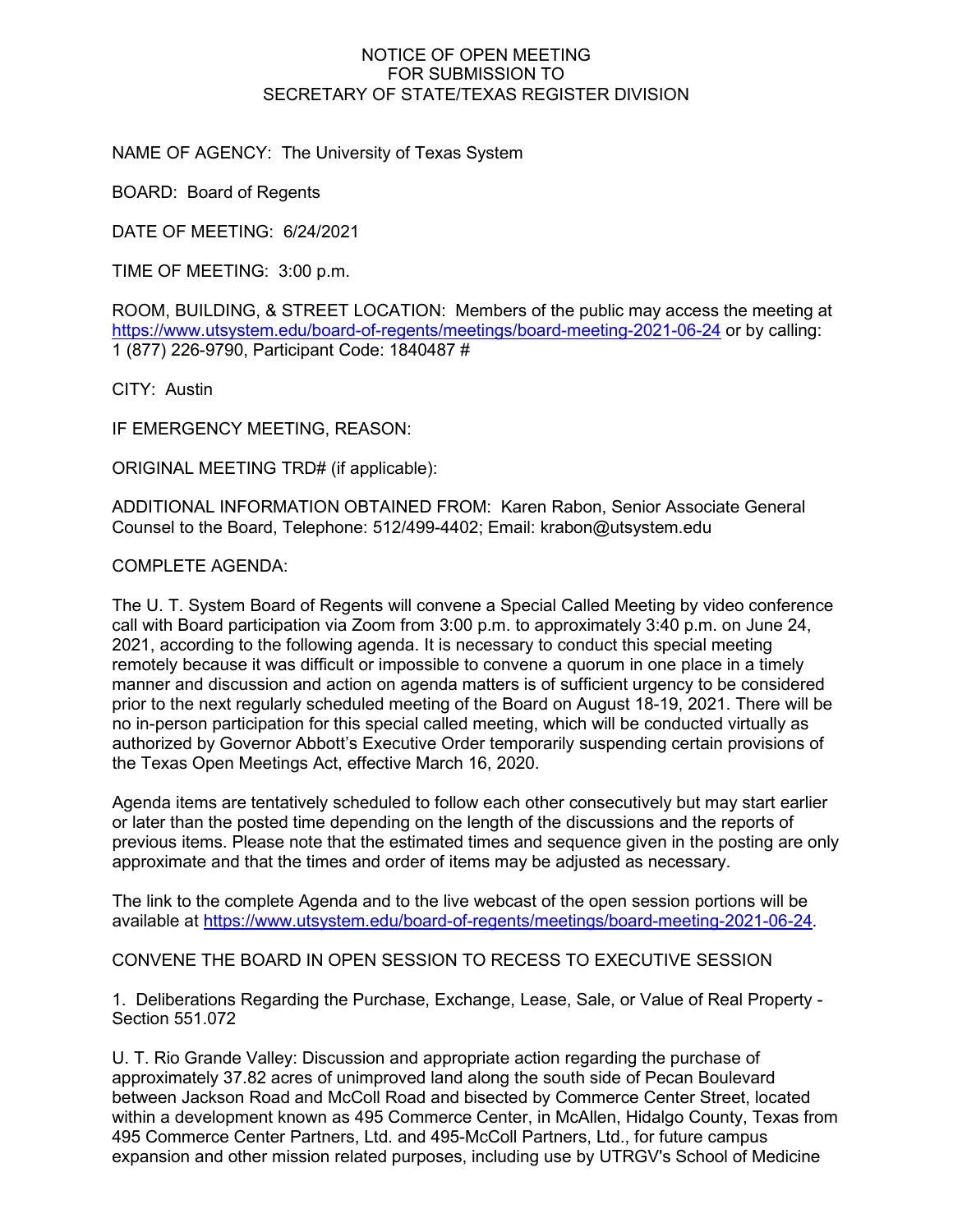NOTICE OF OPEN MEETING
FOR SUBMISSION TO
SECRETARY OF STATE/TEXAS REGISTER DIVISION

NAME OF AGENCY: The University of Texas System

BOARD: Board of Regents

DATE OF MEETING: 6/24/2021

TIME OF MEETING: 3:00 p.m.

ROOM, BUILDING, & STREET LOCATION: Members of the public may access the meeting at https://www.utsystem.edu/board-of-regents/meetings/board-meeting-2021-06-24 or by calling: 1 (877) 226-9790, Participant Code: 1840487 #

CITY: Austin

IF EMERGENCY MEETING, REASON:

ORIGINAL MEETING TRD# (if applicable):

ADDITIONAL INFORMATION OBTAINED FROM: Karen Rabon, Senior Associate General Counsel to the Board, Telephone: 512/499-4402; Email: krabon@utsystem.edu

COMPLETE AGENDA:

The U. T. System Board of Regents will convene a Special Called Meeting by video conference call with Board participation via Zoom from 3:00 p.m. to approximately 3:40 p.m. on June 24, 2021, according to the following agenda. It is necessary to conduct this special meeting remotely because it was difficult or impossible to convene a quorum in one place in a timely manner and discussion and action on agenda matters is of sufficient urgency to be considered prior to the next regularly scheduled meeting of the Board on August 18-19, 2021. There will be no in-person participation for this special called meeting, which will be conducted virtually as authorized by Governor Abbott's Executive Order temporarily suspending certain provisions of the Texas Open Meetings Act, effective March 16, 2020.

Agenda items are tentatively scheduled to follow each other consecutively but may start earlier or later than the posted time depending on the length of the discussions and the reports of previous items. Please note that the estimated times and sequence given in the posting are only approximate and that the times and order of items may be adjusted as necessary.

The link to the complete Agenda and to the live webcast of the open session portions will be available at https://www.utsystem.edu/board-of-regents/meetings/board-meeting-2021-06-24.

CONVENE THE BOARD IN OPEN SESSION TO RECESS TO EXECUTIVE SESSION

1. Deliberations Regarding the Purchase, Exchange, Lease, Sale, or Value of Real Property - Section 551.072

U. T. Rio Grande Valley: Discussion and appropriate action regarding the purchase of approximately 37.82 acres of unimproved land along the south side of Pecan Boulevard between Jackson Road and McColl Road and bisected by Commerce Center Street, located within a development known as 495 Commerce Center, in McAllen, Hidalgo County, Texas from 495 Commerce Center Partners, Ltd. and 495-McColl Partners, Ltd., for future campus expansion and other mission related purposes, including use by UTRGV's School of Medicine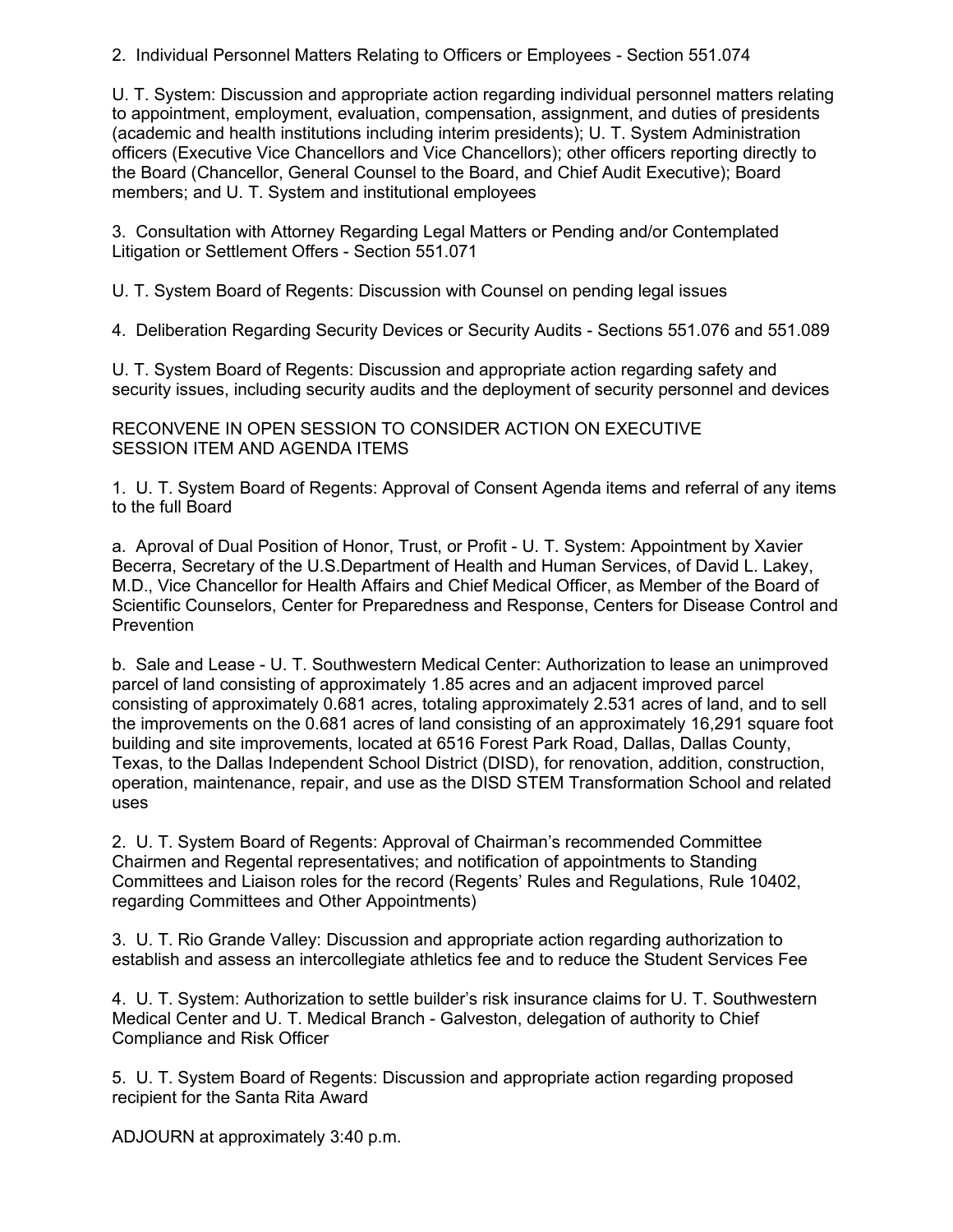2. Individual Personnel Matters Relating to Officers or Employees - Section 551.074

U. T. System: Discussion and appropriate action regarding individual personnel matters relating to appointment, employment, evaluation, compensation, assignment, and duties of presidents (academic and health institutions including interim presidents); U. T. System Administration officers (Executive Vice Chancellors and Vice Chancellors); other officers reporting directly to the Board (Chancellor, General Counsel to the Board, and Chief Audit Executive); Board members; and U. T. System and institutional employees

3. Consultation with Attorney Regarding Legal Matters or Pending and/or Contemplated Litigation or Settlement Offers - Section 551.071

U. T. System Board of Regents: Discussion with Counsel on pending legal issues

4. Deliberation Regarding Security Devices or Security Audits - Sections 551.076 and 551.089

U. T. System Board of Regents: Discussion and appropriate action regarding safety and security issues, including security audits and the deployment of security personnel and devices

RECONVENE IN OPEN SESSION TO CONSIDER ACTION ON EXECUTIVE SESSION ITEM AND AGENDA ITEMS

1. U. T. System Board of Regents: Approval of Consent Agenda items and referral of any items to the full Board

a. Aproval of Dual Position of Honor, Trust, or Profit - U. T. System: Appointment by Xavier Becerra, Secretary of the U.S.Department of Health and Human Services, of David L. Lakey, M.D., Vice Chancellor for Health Affairs and Chief Medical Officer, as Member of the Board of Scientific Counselors, Center for Preparedness and Response, Centers for Disease Control and Prevention

b. Sale and Lease - U. T. Southwestern Medical Center: Authorization to lease an unimproved parcel of land consisting of approximately 1.85 acres and an adjacent improved parcel consisting of approximately 0.681 acres, totaling approximately 2.531 acres of land, and to sell the improvements on the 0.681 acres of land consisting of an approximately 16,291 square foot building and site improvements, located at 6516 Forest Park Road, Dallas, Dallas County, Texas, to the Dallas Independent School District (DISD), for renovation, addition, construction, operation, maintenance, repair, and use as the DISD STEM Transformation School and related uses

2. U. T. System Board of Regents: Approval of Chairman's recommended Committee Chairmen and Regental representatives; and notification of appointments to Standing Committees and Liaison roles for the record (Regents' Rules and Regulations, Rule 10402, regarding Committees and Other Appointments)

3. U. T. Rio Grande Valley: Discussion and appropriate action regarding authorization to establish and assess an intercollegiate athletics fee and to reduce the Student Services Fee

4. U. T. System: Authorization to settle builder's risk insurance claims for U. T. Southwestern Medical Center and U. T. Medical Branch - Galveston, delegation of authority to Chief Compliance and Risk Officer

5. U. T. System Board of Regents: Discussion and appropriate action regarding proposed recipient for the Santa Rita Award

ADJOURN at approximately 3:40 p.m.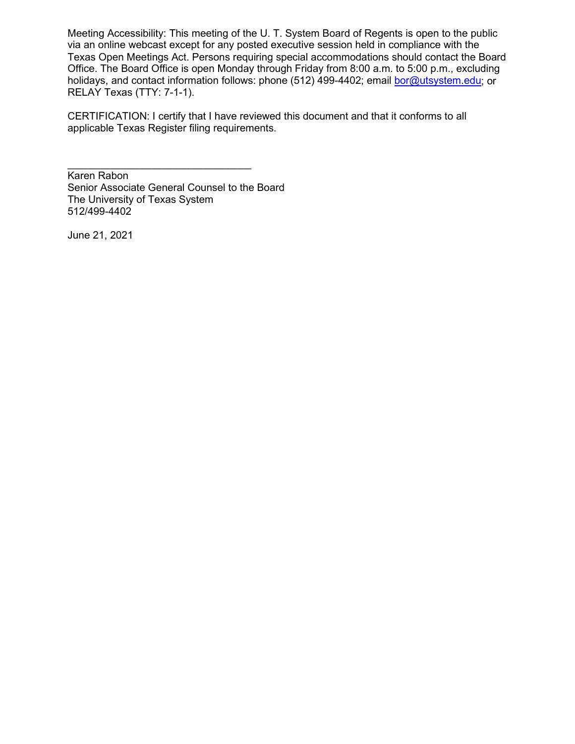Meeting Accessibility: This meeting of the U. T. System Board of Regents is open to the public via an online webcast except for any posted executive session held in compliance with the Texas Open Meetings Act. Persons requiring special accommodations should contact the Board Office. The Board Office is open Monday through Friday from 8:00 a.m. to 5:00 p.m., excluding holidays, and contact information follows: phone (512) 499-4402; email bor@utsystem.edu; or RELAY Texas (TTY: 7-1-1).

CERTIFICATION: I certify that I have reviewed this document and that it conforms to all applicable Texas Register filing requirements.

________________________________

Karen Rabon
Senior Associate General Counsel to the Board
The University of Texas System
512/499-4402

June 21, 2021